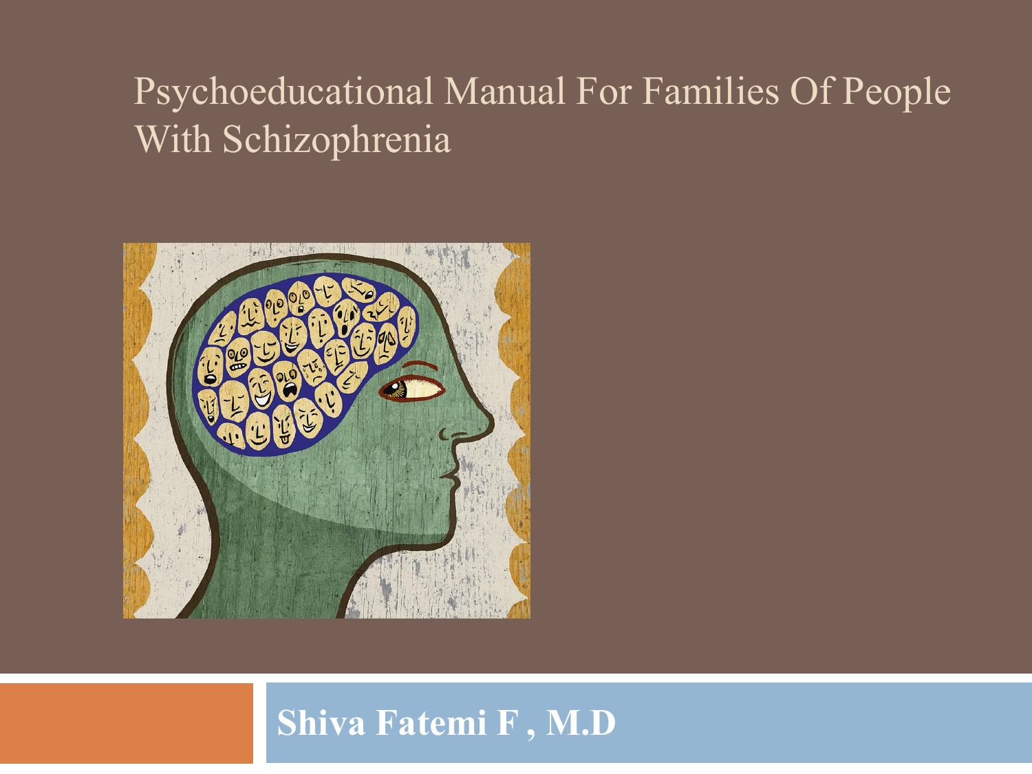# Psychoeducational Manual For Families Of People With Schizophrenia

**Shiva Fatemi F , M.D**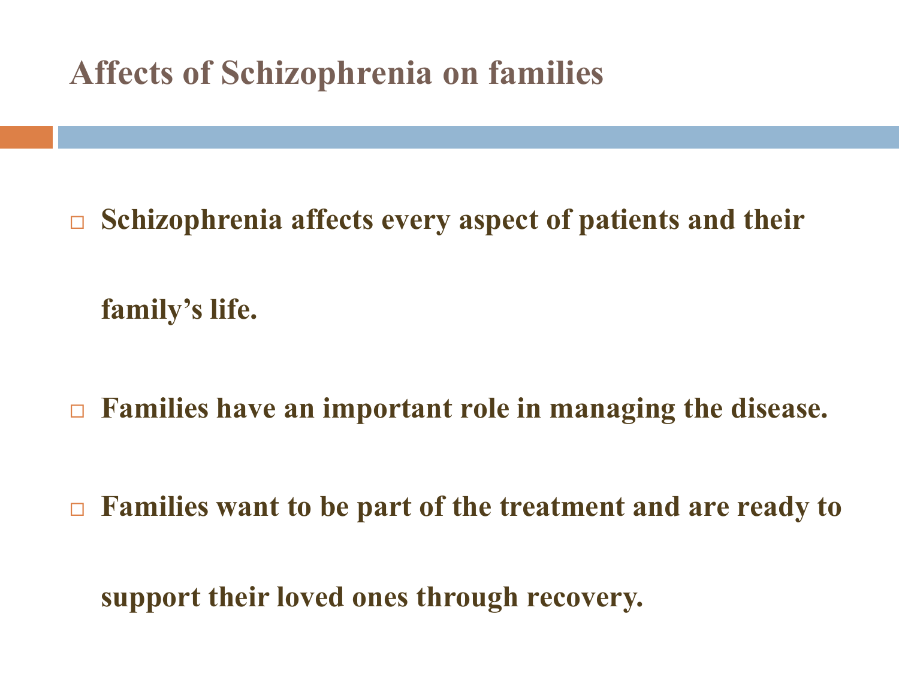## Affects of Schizophrenia on families

- **Schizophrenia affects every aspect of patients and their family's life.**
- **Families have an important role in managing the disease.**
- **Families want to be part of the treatment and are ready to support their loved ones through recovery.**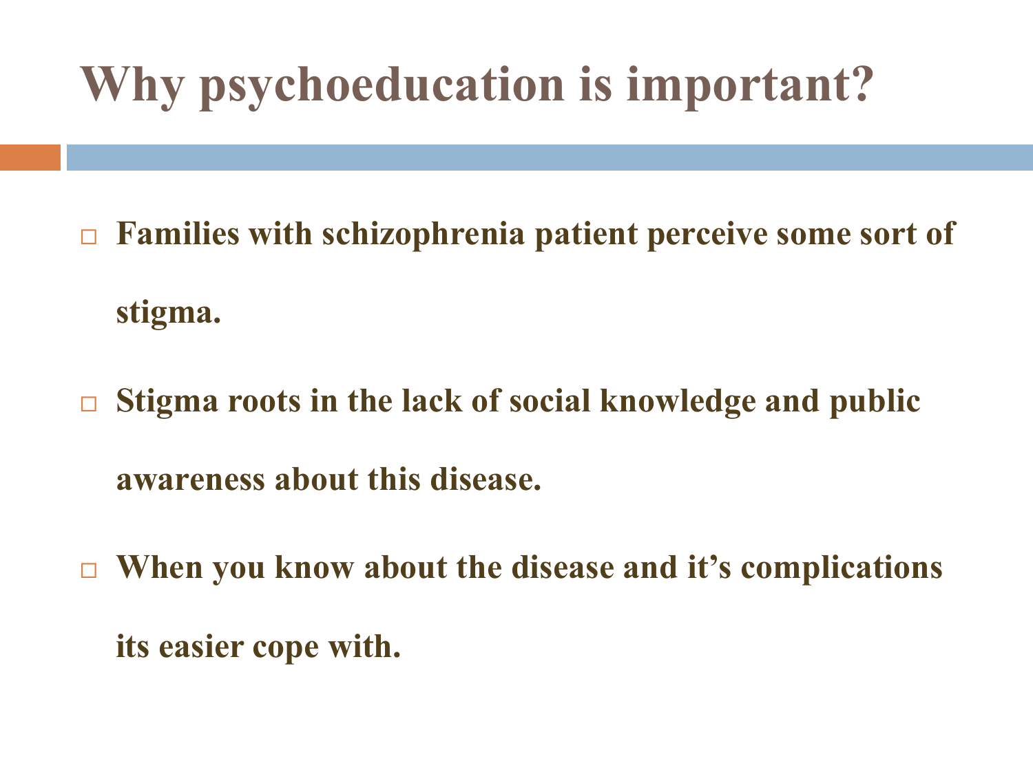# Why psychoeducation is important?

- **Families with schizophrenia patient perceive some sort of stigma.**
- **Stigma roots in the lack of social knowledge and public awareness about this disease.**
- **When you know about the disease and it's complications its easier cope with.**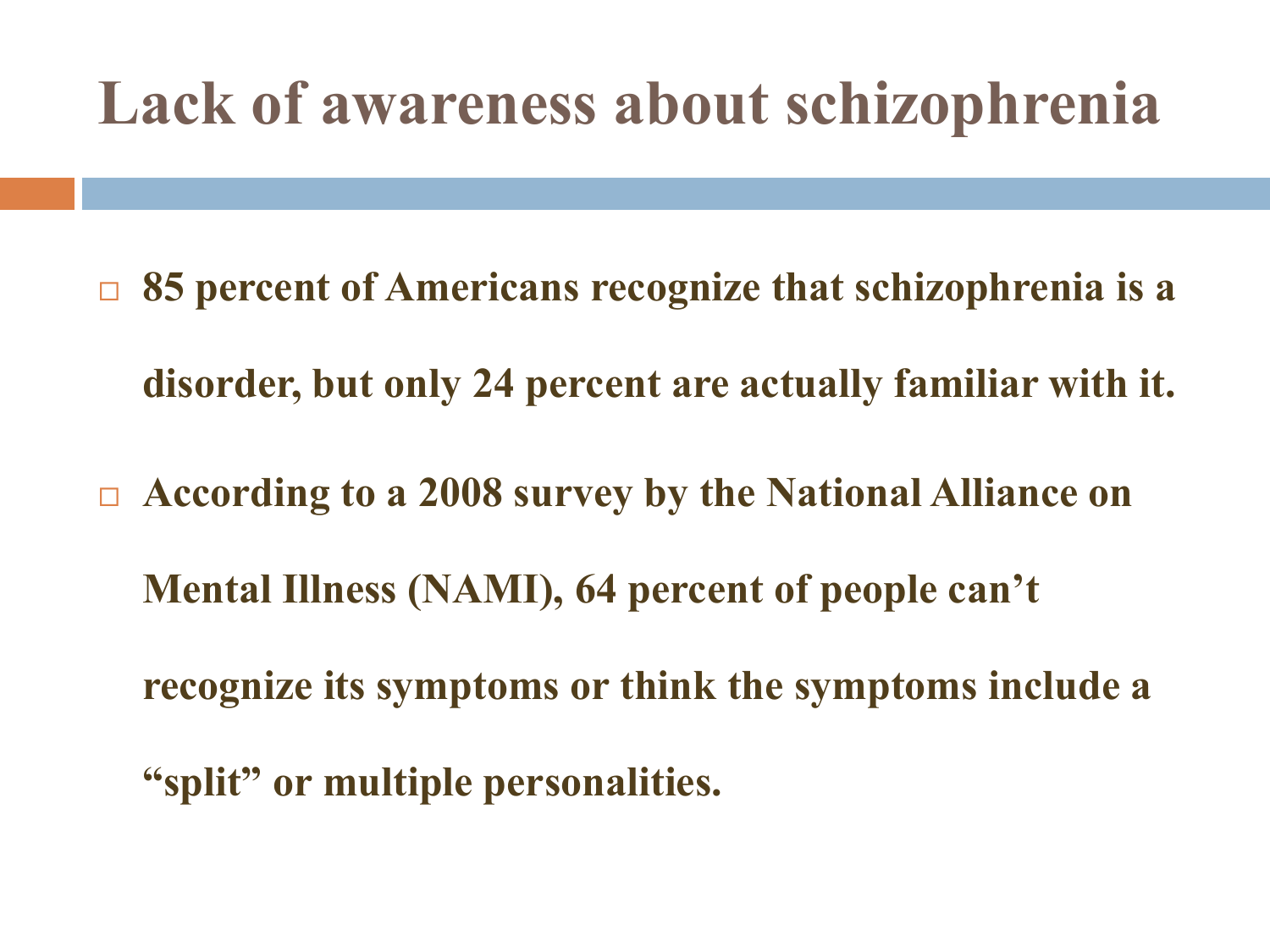# Lack of awareness about schizophrenia

- **85 percent of Americans recognize that schizophrenia is a disorder, but only 24 percent are actually familiar with it.**
- **According to a 2008 survey by the National Alliance on Mental Illness (NAMI), 64 percent of people can't recognize its symptoms or think the symptoms include a "split" or multiple personalities.**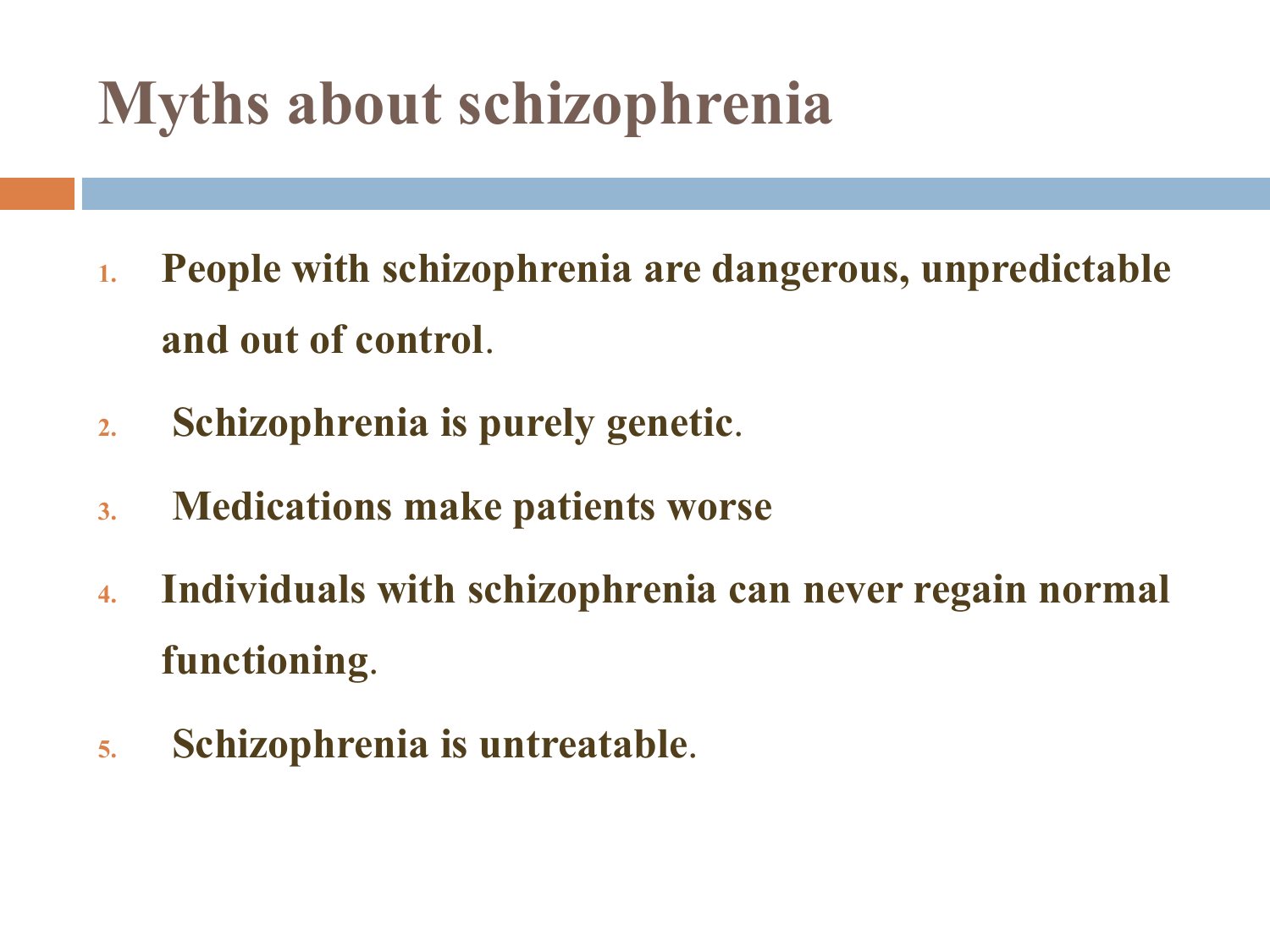# Myths about schizophrenia

1. **People with schizophrenia are dangerous, unpredictable and out of control**.
2. **Schizophrenia is purely genetic**.
3. **Medications make patients worse**
4. **Individuals with schizophrenia can never regain normal functioning**.
5. **Schizophrenia is untreatable**.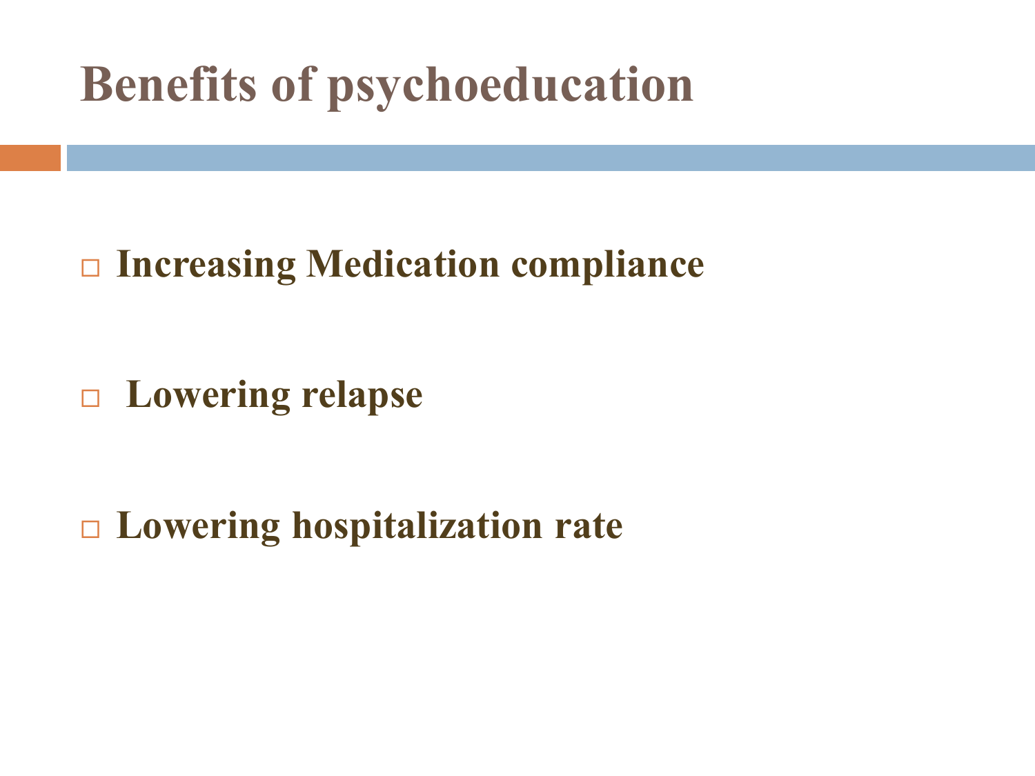# Benefits of psychoeducation

- **Increasing Medication compliance**
- **Lowering relapse**
- **Lowering hospitalization rate**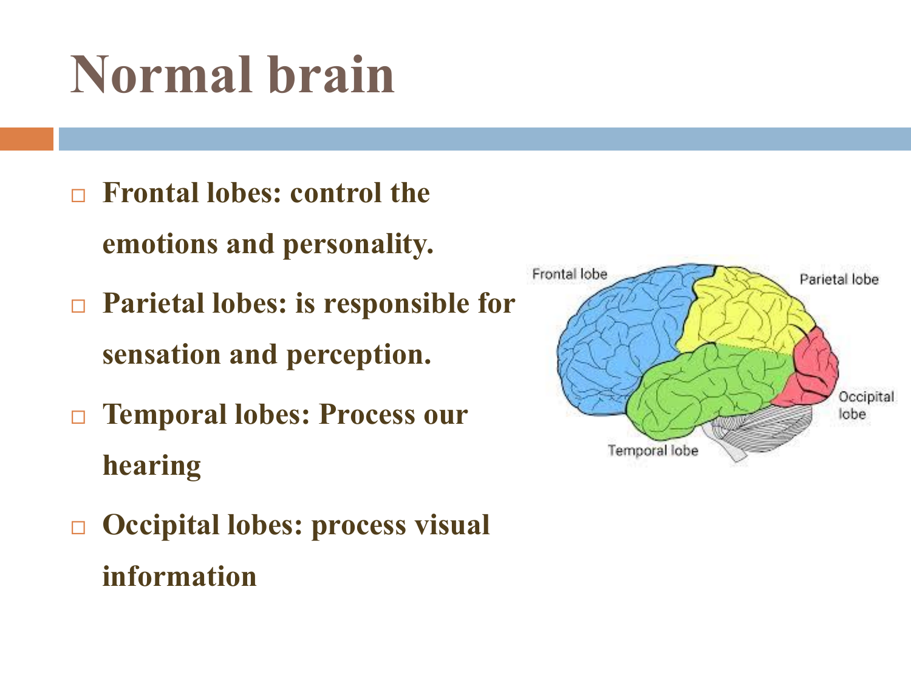# Normal brain

- **Frontal lobes: control the emotions and personality.**
- **Parietal lobes: is responsible for sensation and perception.**
- **Temporal lobes: Process our hearing**
- **Occipital lobes: process visual information**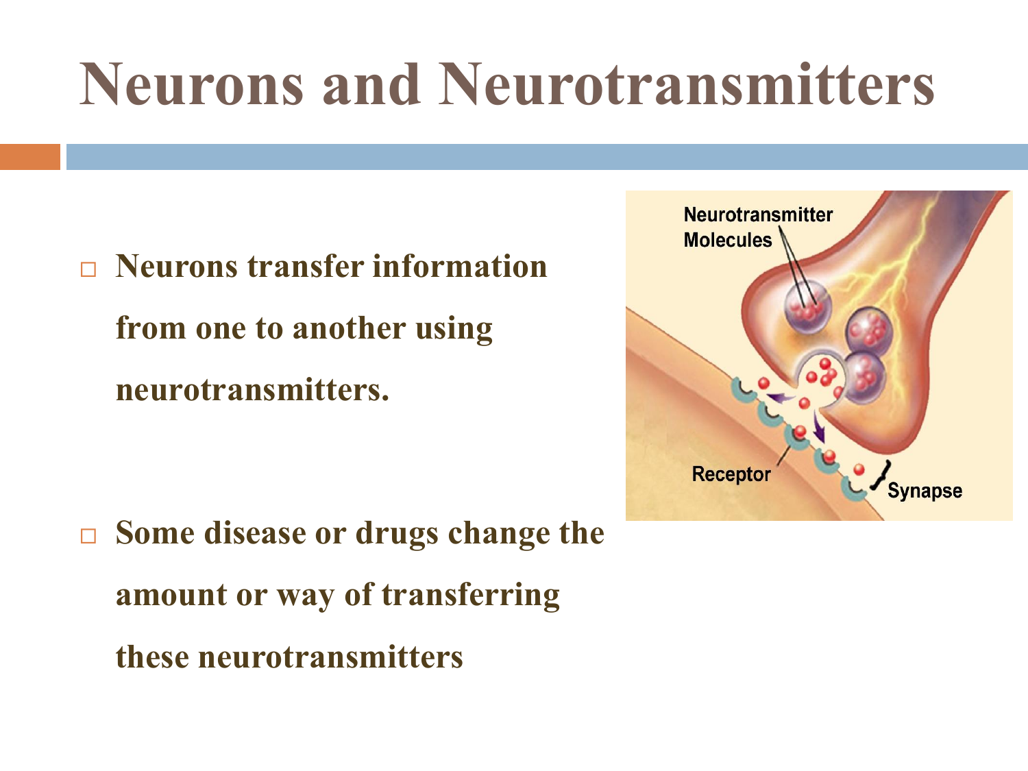# Neurons and Neurotransmitters

- **Neurons transfer information from one to another using neurotransmitters.**
- **Some disease or drugs change the amount or way of transferring these neurotransmitters**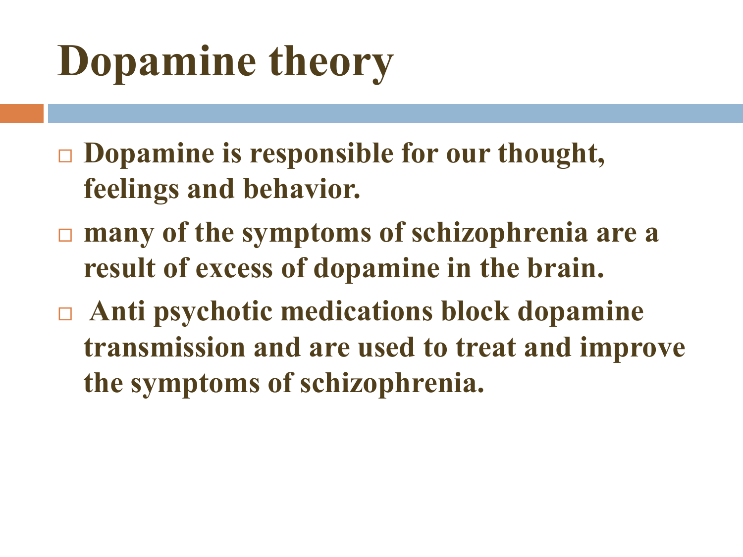# Dopamine theory

- Dopamine is responsible for our thought, feelings and behavior.
- many of the symptoms of schizophrenia are a result of excess of dopamine in the brain.
- Anti psychotic medications block dopamine transmission and are used to treat and improve the symptoms of schizophrenia.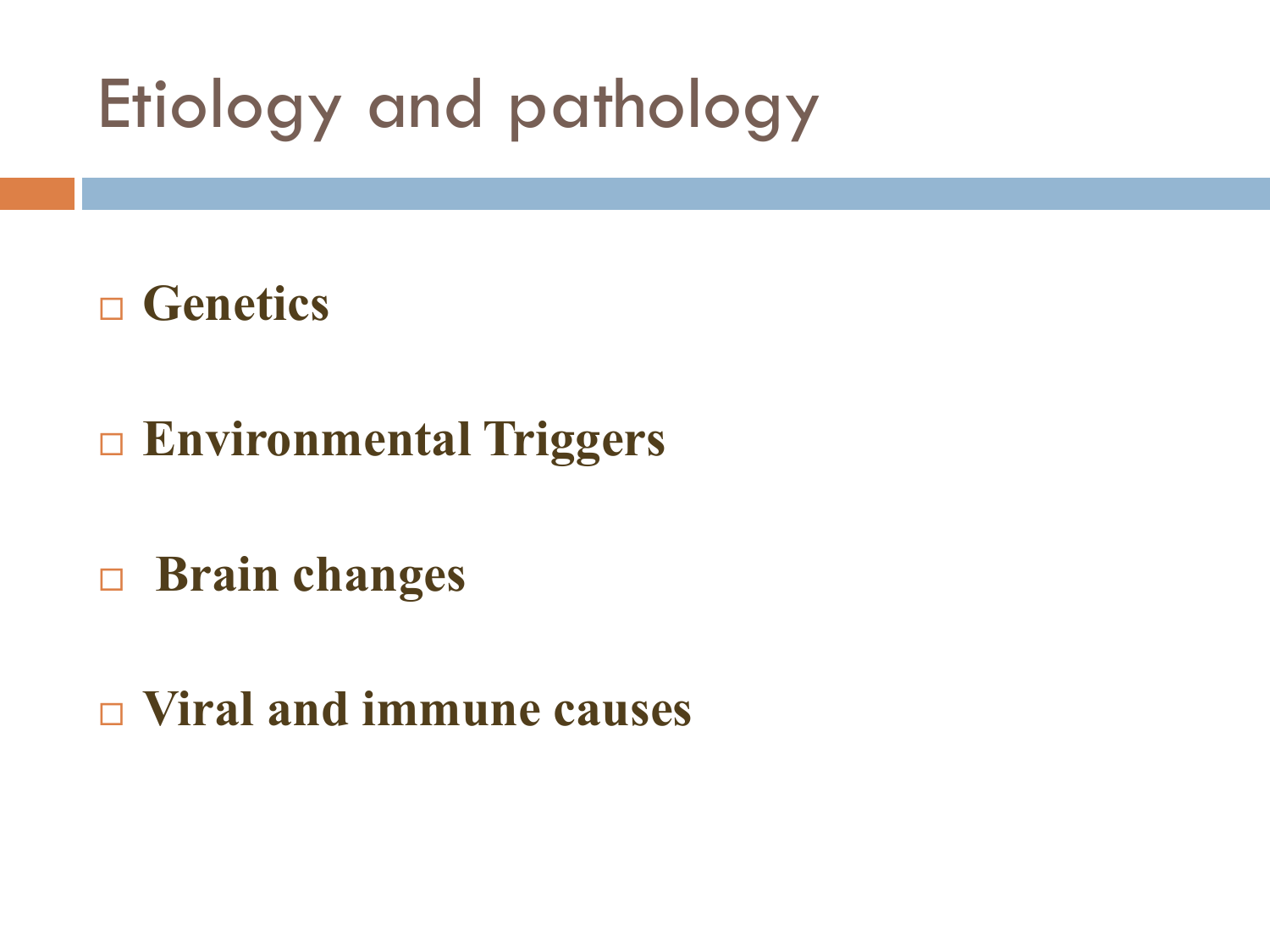# Etiology and pathology

- **Genetics**
- **Environmental Triggers**
- **Brain changes**
- **Viral and immune causes**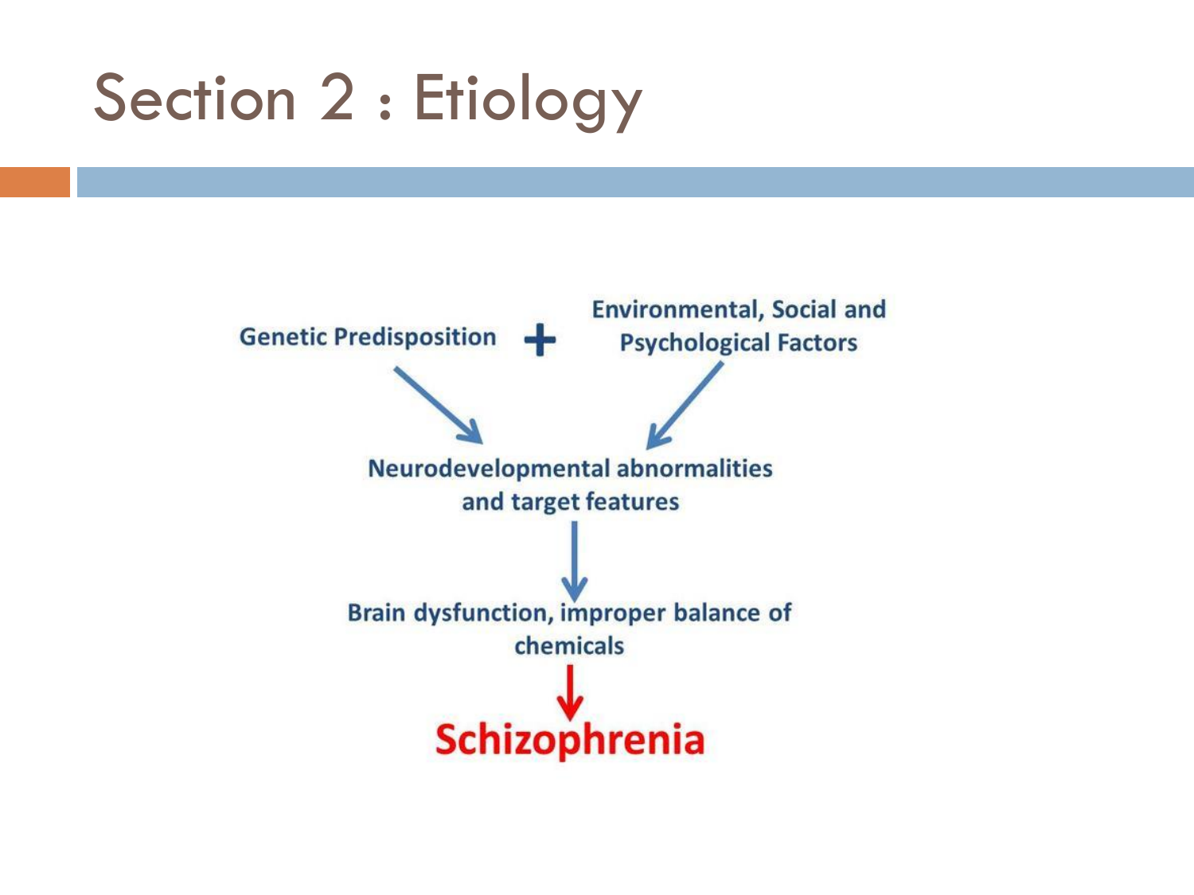# Section 2 : Etiology

Genetic Predisposition + Environmental, Social and Psychological Factors

↓

Neurodevelopmental abnormalities and target features

↓

Brain dysfunction, improper balance of chemicals

↓

**Schizophrenia**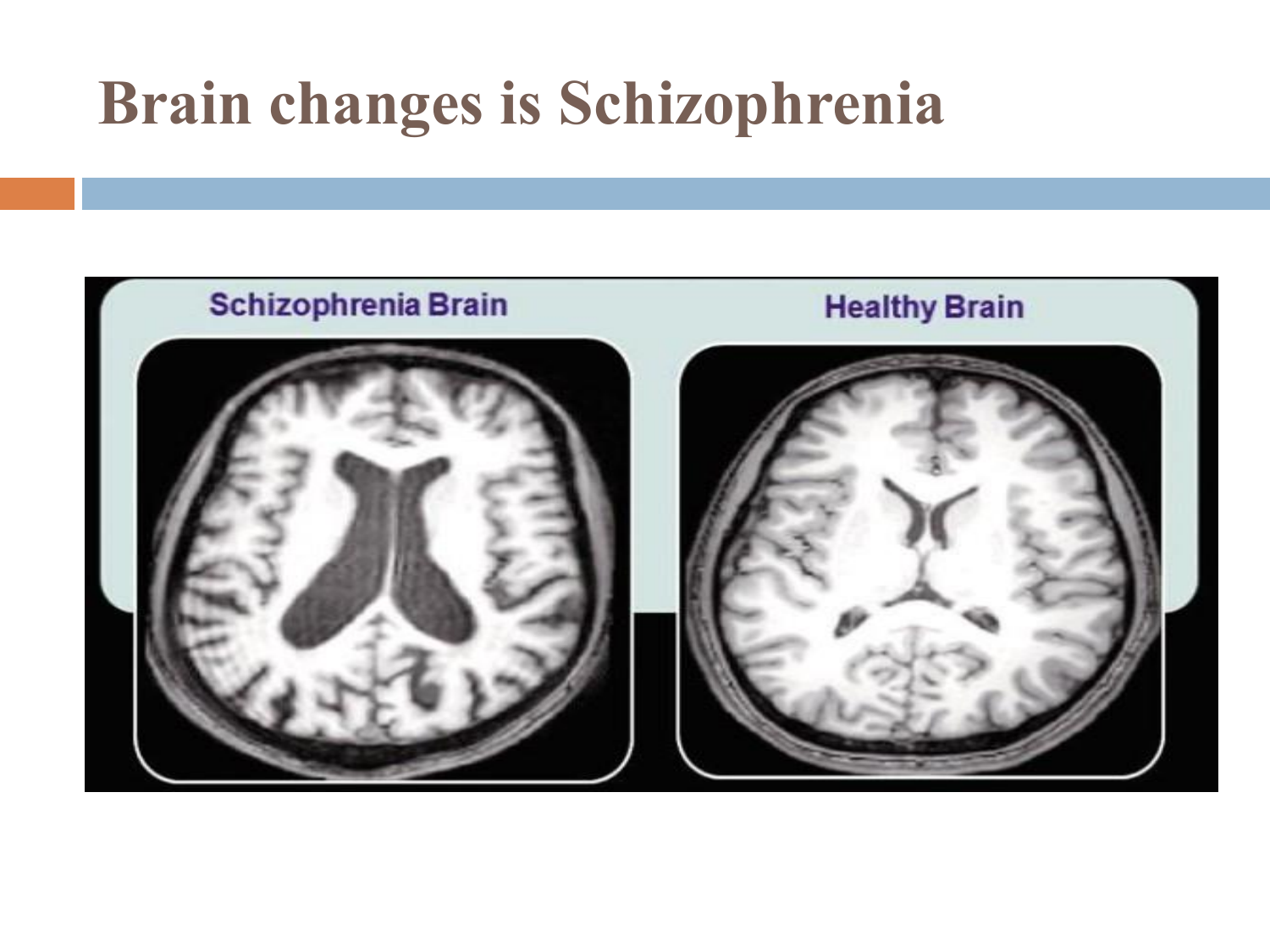# Brain changes is Schizophrenia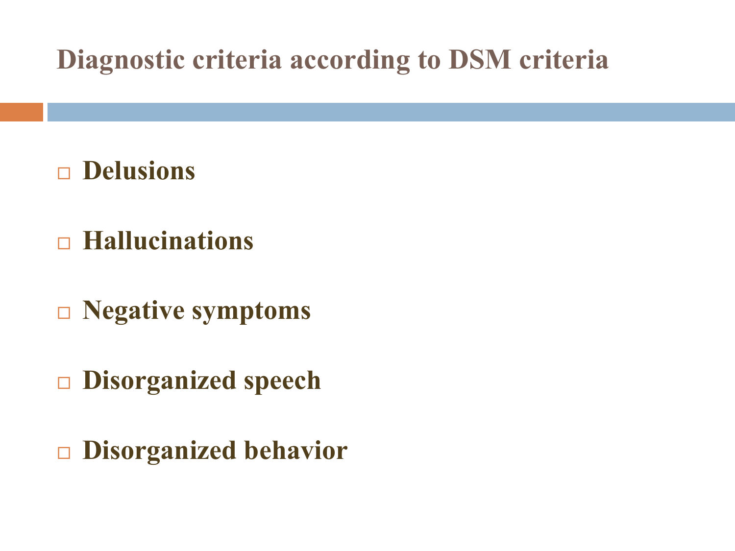# Diagnostic criteria according to DSM criteria

- **Delusions**
- **Hallucinations**
- **Negative symptoms**
- **Disorganized speech**
- **Disorganized behavior**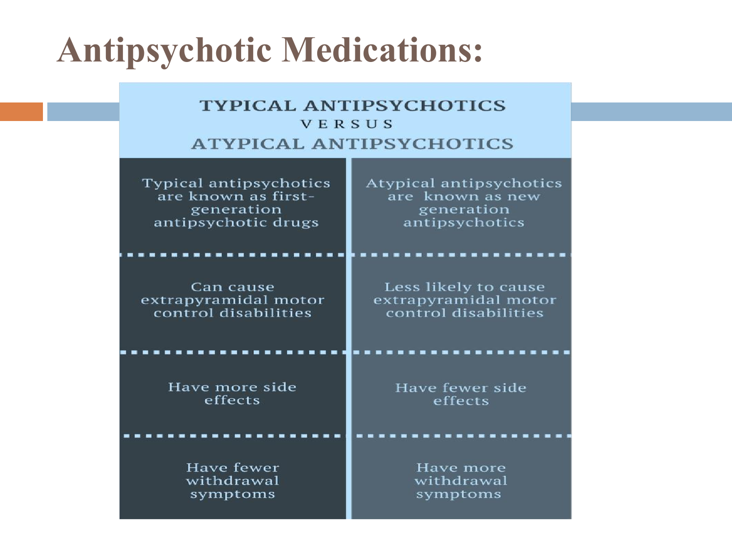# Antipsychotic Medications:

| TYPICAL ANTIPSYCHOTICS | ATYPICAL ANTIPSYCHOTICS |
| --- | --- |
| Typical antipsychotics are known as first-generation antipsychotic drugs | Atypical antipsychotics are known as new generation antipsychotics |
| Can cause extrapyramidal motor control disabilities | Less likely to cause extrapyramidal motor control disabilities |
| Have more side effects | Have fewer side effects |
| Have fewer withdrawal symptoms | Have more withdrawal symptoms |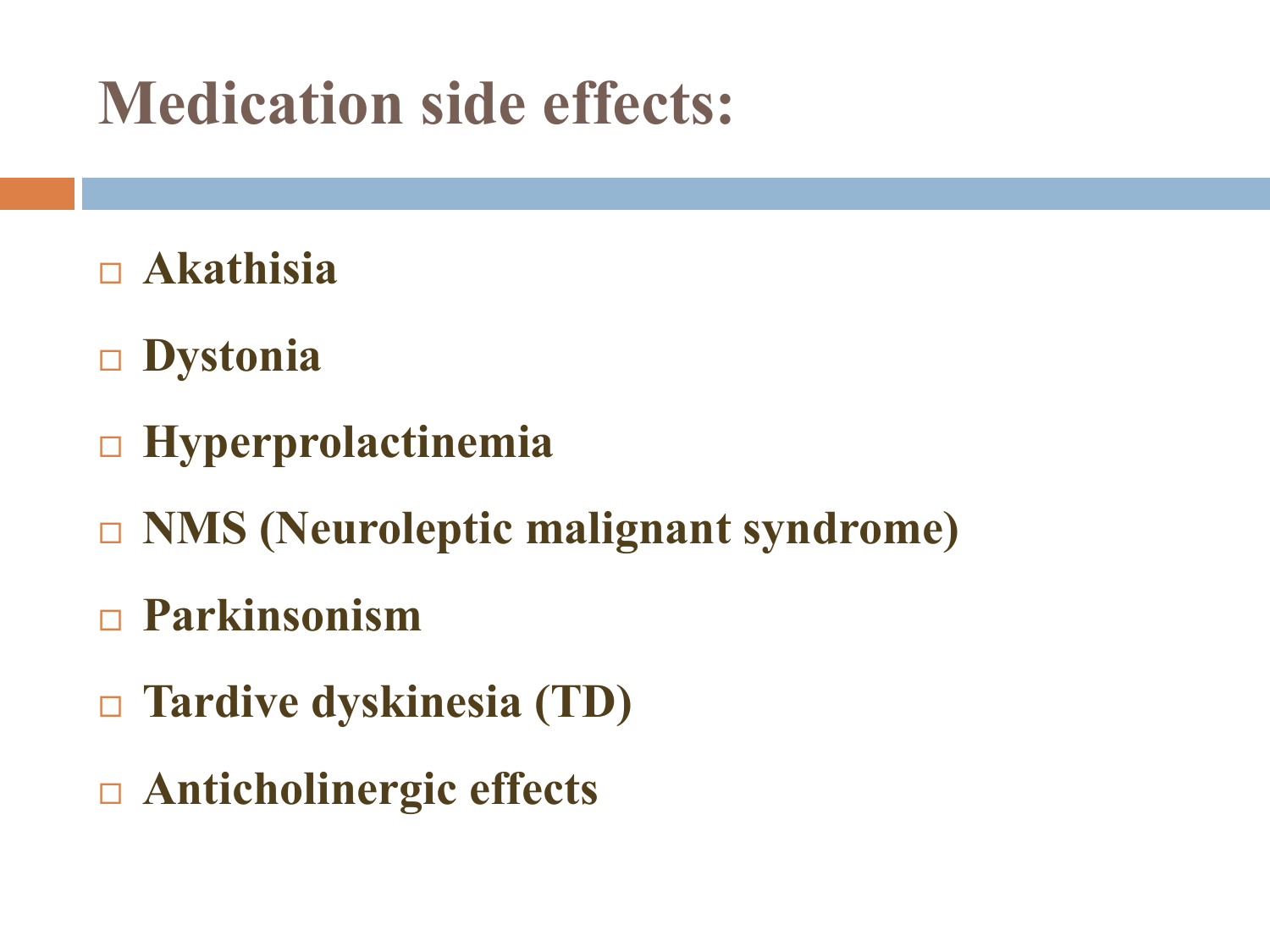# Medication side effects:

- **Akathisia**
- **Dystonia**
- **Hyperprolactinemia**
- **NMS (Neuroleptic malignant syndrome)**
- **Parkinsonism**
- **Tardive dyskinesia (TD)**
- **Anticholinergic effects**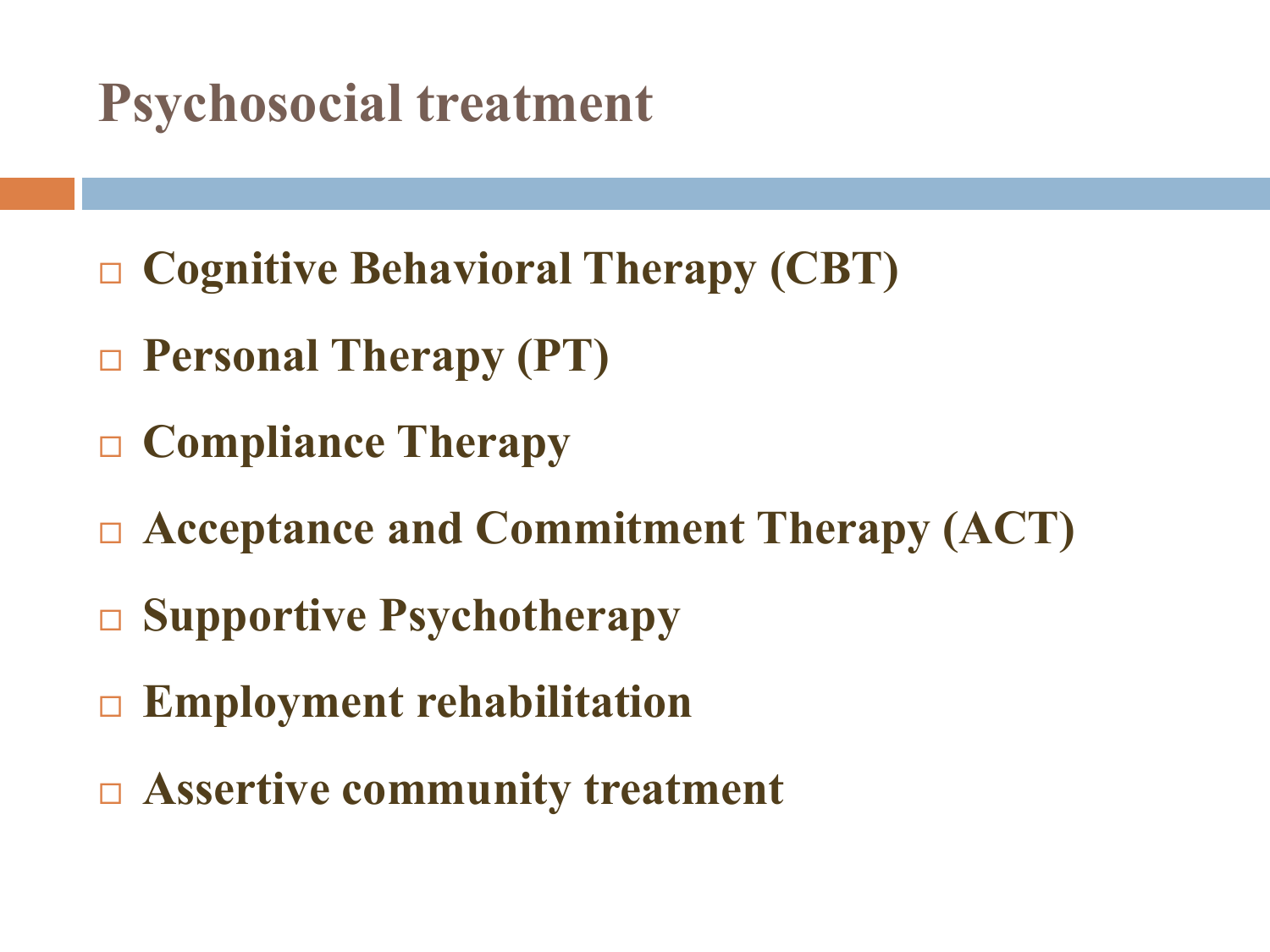# Psychosocial treatment

- **Cognitive Behavioral Therapy (CBT)**
- **Personal Therapy (PT)**
- **Compliance Therapy**
- **Acceptance and Commitment Therapy (ACT)**
- **Supportive Psychotherapy**
- **Employment rehabilitation**
- **Assertive community treatment**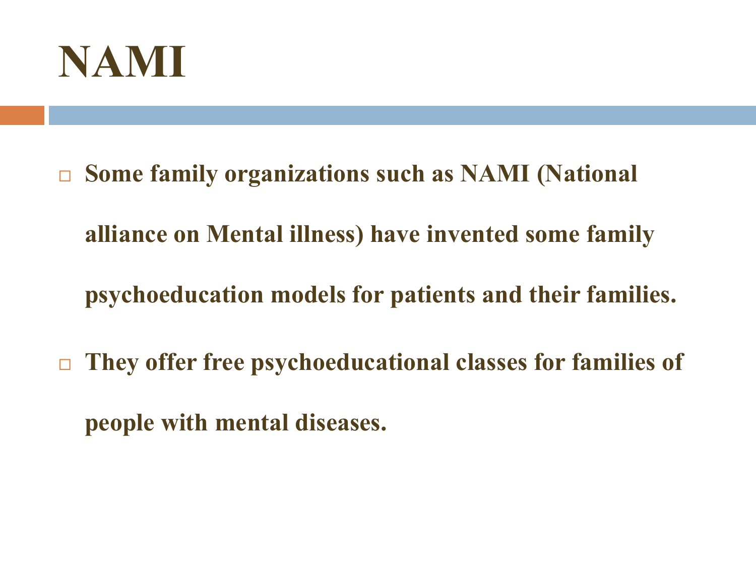# NAMI

- **Some family organizations such as NAMI (National alliance on Mental illness) have invented some family psychoeducation models for patients and their families.**
- **They offer free psychoeducational classes for families of people with mental diseases.**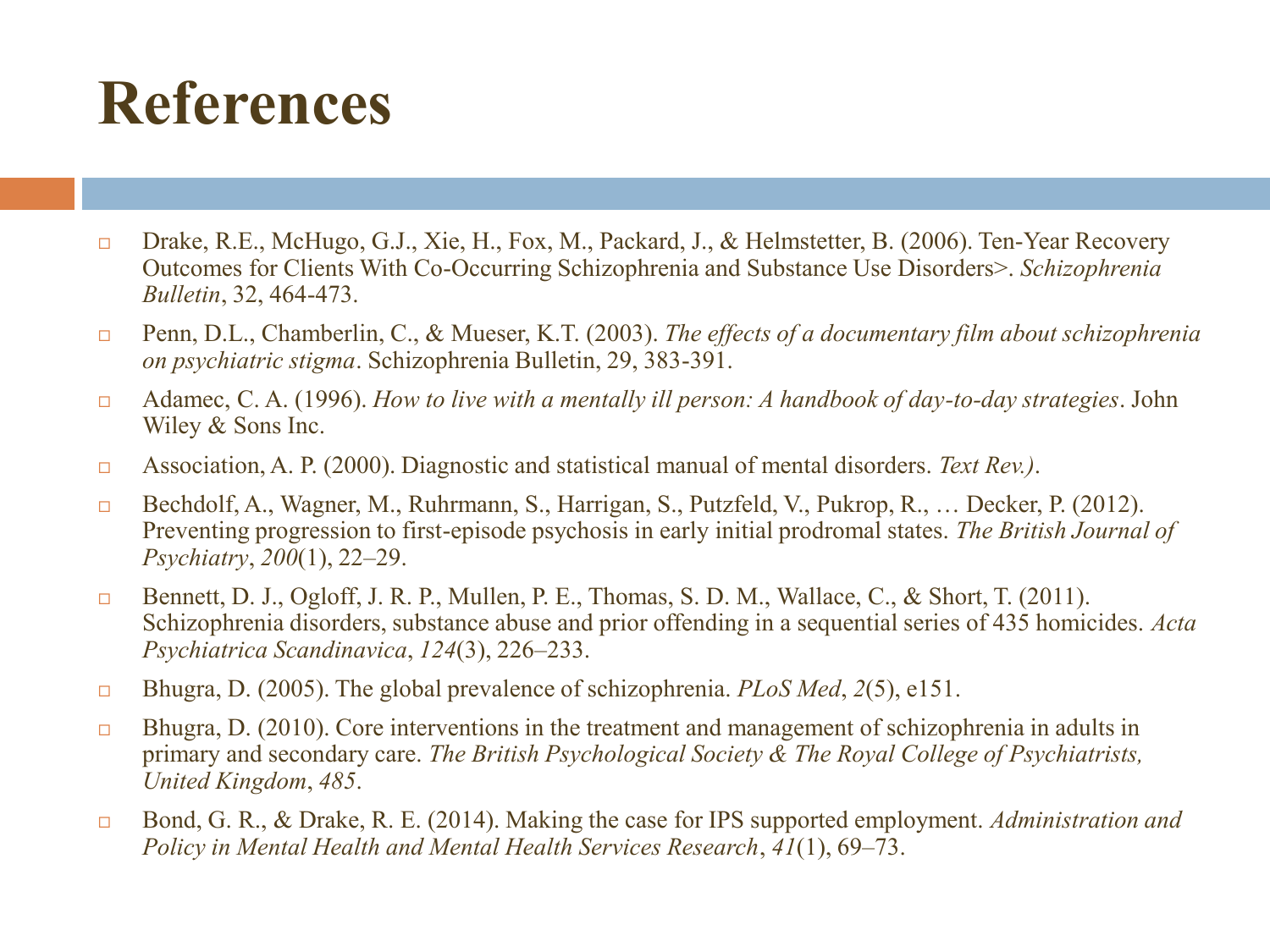# References

- Drake, R.E., McHugo, G.J., Xie, H., Fox, M., Packard, J., & Helmstetter, B. (2006). Ten-Year Recovery Outcomes for Clients With Co-Occurring Schizophrenia and Substance Use Disorders>. *Schizophrenia Bulletin*, 32, 464-473.
- Penn, D.L., Chamberlin, C., & Mueser, K.T. (2003). *The effects of a documentary film about schizophrenia on psychiatric stigma*. Schizophrenia Bulletin, 29, 383-391.
- Adamec, C. A. (1996). *How to live with a mentally ill person: A handbook of day-to-day strategies*. John Wiley & Sons Inc.
- Association, A. P. (2000). Diagnostic and statistical manual of mental disorders. *Text Rev.)*.
- Bechdolf, A., Wagner, M., Ruhrmann, S., Harrigan, S., Putzfeld, V., Pukrop, R., … Decker, P. (2012). Preventing progression to first-episode psychosis in early initial prodromal states. *The British Journal of Psychiatry*, *200*(1), 22–29.
- Bennett, D. J., Ogloff, J. R. P., Mullen, P. E., Thomas, S. D. M., Wallace, C., & Short, T. (2011). Schizophrenia disorders, substance abuse and prior offending in a sequential series of 435 homicides. *Acta Psychiatrica Scandinavica*, *124*(3), 226–233.
- Bhugra, D. (2005). The global prevalence of schizophrenia. *PLoS Med*, *2*(5), e151.
- Bhugra, D. (2010). Core interventions in the treatment and management of schizophrenia in adults in primary and secondary care. *The British Psychological Society & The Royal College of Psychiatrists, United Kingdom*, *485*.
- Bond, G. R., & Drake, R. E. (2014). Making the case for IPS supported employment. *Administration and Policy in Mental Health and Mental Health Services Research*, *41*(1), 69–73.